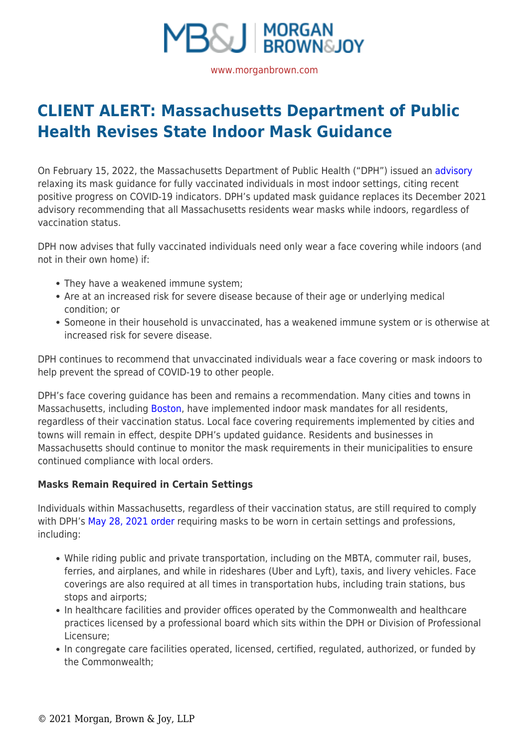MB&J | MORGAN BROWN&JOY

www.morganbrown.com

# CLIENT ALERT: Massachusetts Department of Public Health Revises State Indoor Mask Guidance

On February 15, 2022, the Massachusetts Department of Public Health ("DPH") issued an advisory relaxing its mask guidance for fully vaccinated individuals in most indoor settings, citing recent positive progress on COVID-19 indicators. DPH's updated mask guidance replaces its December 2021 advisory recommending that all Massachusetts residents wear masks while indoors, regardless of vaccination status.

DPH now advises that fully vaccinated individuals need only wear a face covering while indoors (and not in their own home) if:

- They have a weakened immune system;
- Are at an increased risk for severe disease because of their age or underlying medical condition; or
- Someone in their household is unvaccinated, has a weakened immune system or is otherwise at increased risk for severe disease.

DPH continues to recommend that unvaccinated individuals wear a face covering or mask indoors to help prevent the spread of COVID-19 to other people.

DPH's face covering guidance has been and remains a recommendation. Many cities and towns in Massachusetts, including Boston, have implemented indoor mask mandates for all residents, regardless of their vaccination status. Local face covering requirements implemented by cities and towns will remain in effect, despite DPH's updated guidance. Residents and businesses in Massachusetts should continue to monitor the mask requirements in their municipalities to ensure continued compliance with local orders.

**Masks Remain Required in Certain Settings**

Individuals within Massachusetts, regardless of their vaccination status, are still required to comply with DPH's May 28, 2021 order requiring masks to be worn in certain settings and professions, including:

- While riding public and private transportation, including on the MBTA, commuter rail, buses, ferries, and airplanes, and while in rideshares (Uber and Lyft), taxis, and livery vehicles. Face coverings are also required at all times in transportation hubs, including train stations, bus stops and airports;
- In healthcare facilities and provider offices operated by the Commonwealth and healthcare practices licensed by a professional board which sits within the DPH or Division of Professional Licensure;
- In congregate care facilities operated, licensed, certified, regulated, authorized, or funded by the Commonwealth;

© 2021 Morgan, Brown & Joy, LLP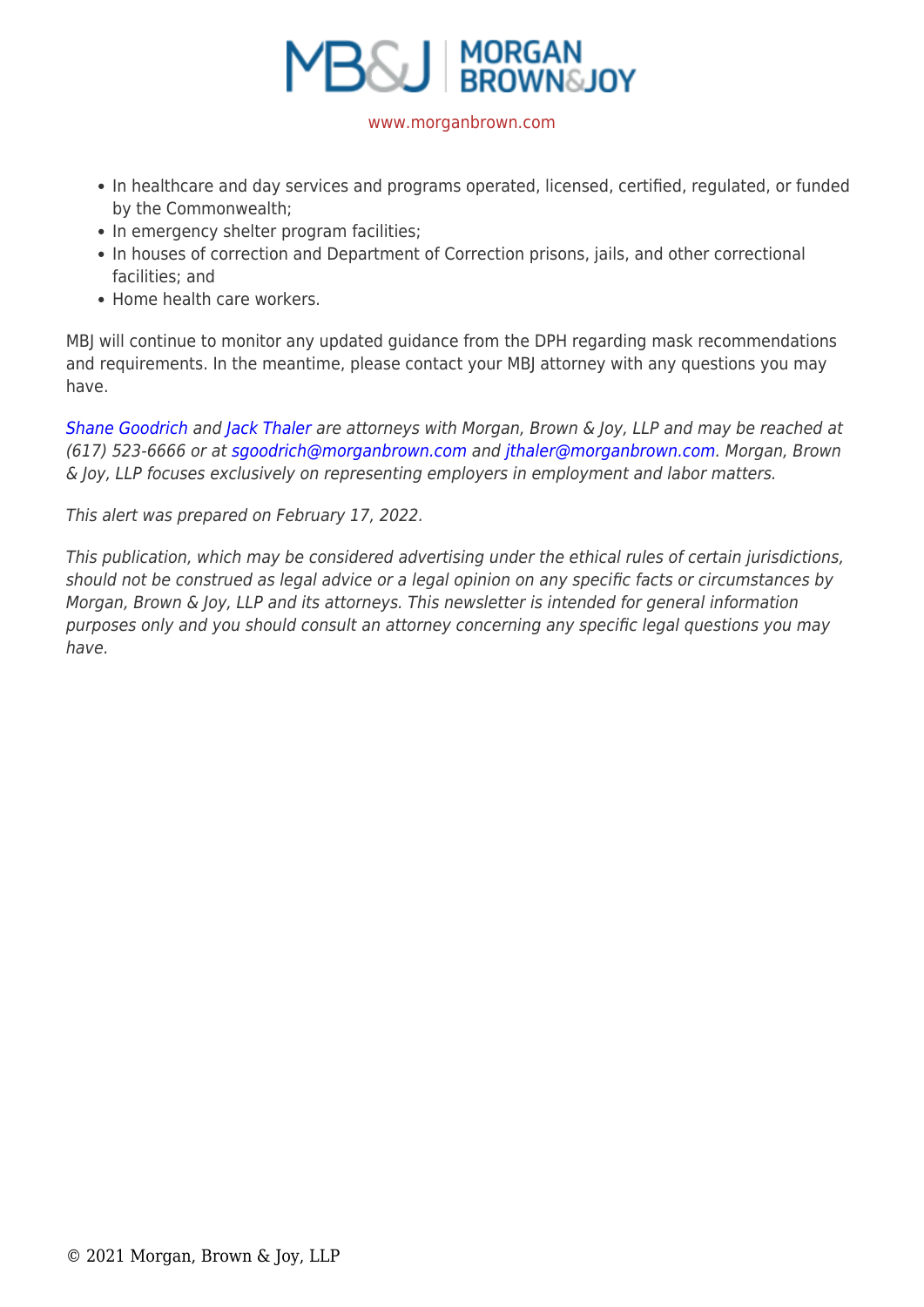- In healthcare and day services and programs operated, licensed, certified, regulated, or funded by the Commonwealth;
- In emergency shelter program facilities;
- In houses of correction and Department of Correction prisons, jails, and other correctional facilities; and
- Home health care workers.

MBJ will continue to monitor any updated guidance from the DPH regarding mask recommendations and requirements. In the meantime, please contact your MBJ attorney with any questions you may have.

*Shane Goodrich and Jack Thaler are attorneys with Morgan, Brown & Joy, LLP and may be reached at (617) 523-6666 or at sgoodrich@morganbrown.com and jthaler@morganbrown.com. Morgan, Brown & Joy, LLP focuses exclusively on representing employers in employment and labor matters.*

*This alert was prepared on February 17, 2022.*

*This publication, which may be considered advertising under the ethical rules of certain jurisdictions, should not be construed as legal advice or a legal opinion on any specific facts or circumstances by Morgan, Brown & Joy, LLP and its attorneys. This newsletter is intended for general information purposes only and you should consult an attorney concerning any specific legal questions you may have.*